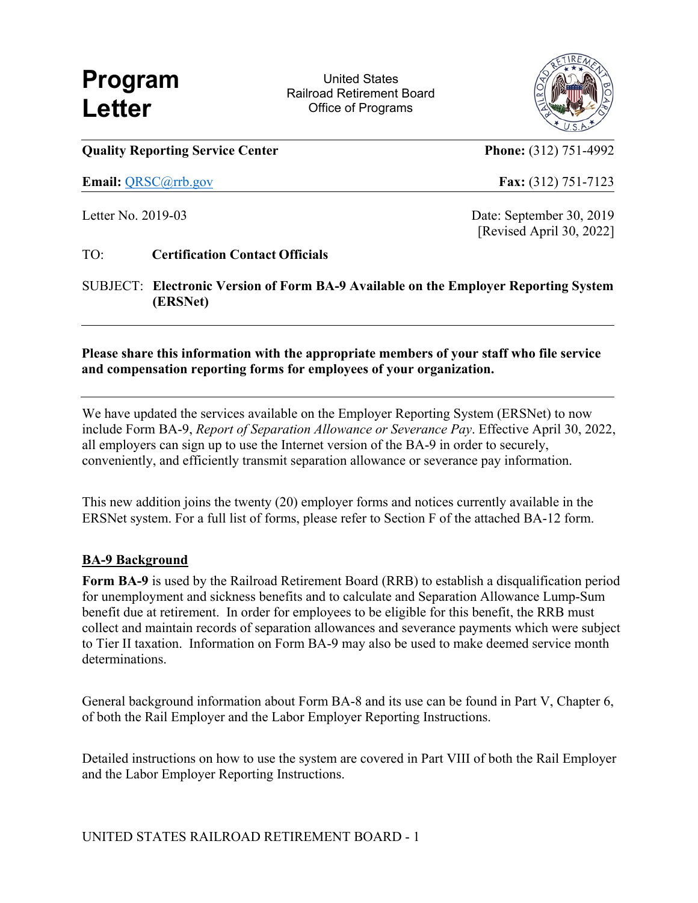# Program Letter

United States
Railroad Retirement Board
Office of Programs

**Quality Reporting Service Center** | **Phone:** (312) 751-4992

**Email:** QRSC@rrb.gov | **Fax:** (312) 751-7123

Letter No. 2019-03

Date: September 30, 2019
[Revised April 30, 2022]

TO: **Certification Contact Officials**

SUBJECT: **Electronic Version of Form BA-9 Available on the Employer Reporting System (ERSNet)**

---

**Please share this information with the appropriate members of your staff who file service and compensation reporting forms for employees of your organization.**

---

We have updated the services available on the Employer Reporting System (ERSNet) to now include Form BA-9, *Report of Separation Allowance or Severance Pay*. Effective April 30, 2022, all employers can sign up to use the Internet version of the BA-9 in order to securely, conveniently, and efficiently transmit separation allowance or severance pay information.

This new addition joins the twenty (20) employer forms and notices currently available in the ERSNet system. For a full list of forms, please refer to Section F of the attached BA-12 form.

## BA-9 Background

**Form BA-9** is used by the Railroad Retirement Board (RRB) to establish a disqualification period for unemployment and sickness benefits and to calculate and Separation Allowance Lump-Sum benefit due at retirement. In order for employees to be eligible for this benefit, the RRB must collect and maintain records of separation allowances and severance payments which were subject to Tier II taxation. Information on Form BA-9 may also be used to make deemed service month determinations.

General background information about Form BA-8 and its use can be found in Part V, Chapter 6, of both the Rail Employer and the Labor Employer Reporting Instructions.

Detailed instructions on how to use the system are covered in Part VIII of both the Rail Employer and the Labor Employer Reporting Instructions.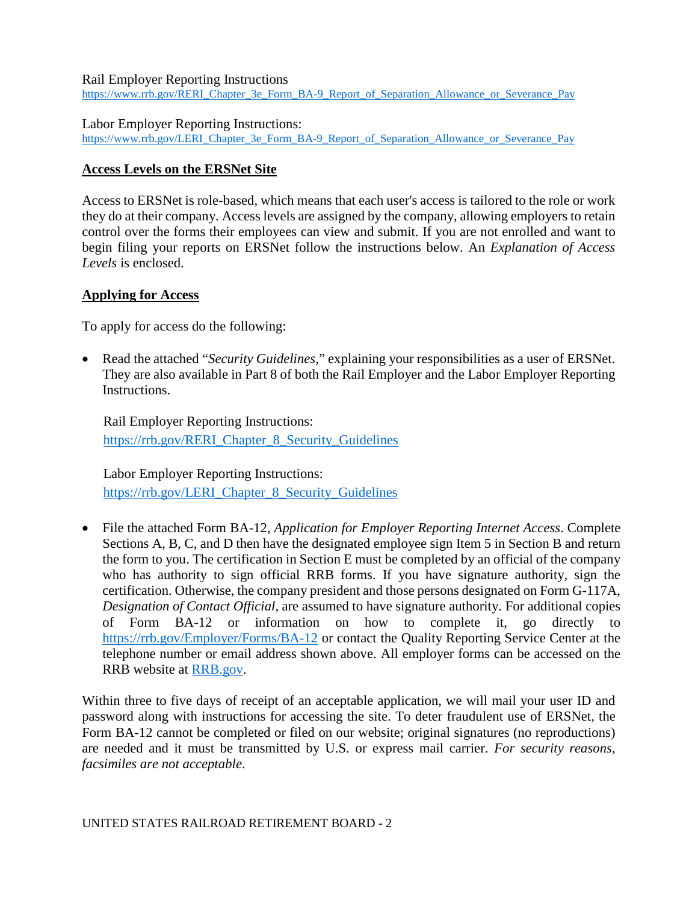Rail Employer Reporting Instructions
https://www.rrb.gov/RERI_Chapter_3e_Form_BA-9_Report_of_Separation_Allowance_or_Severance_Pay

Labor Employer Reporting Instructions:
https://www.rrb.gov/LERI_Chapter_3e_Form_BA-9_Report_of_Separation_Allowance_or_Severance_Pay

**Access Levels on the ERSNet Site**

Access to ERSNet is role-based, which means that each user's access is tailored to the role or work they do at their company. Access levels are assigned by the company, allowing employers to retain control over the forms their employees can view and submit. If you are not enrolled and want to begin filing your reports on ERSNet follow the instructions below. An *Explanation of Access Levels* is enclosed.

**Applying for Access**

To apply for access do the following:

- Read the attached "*Security Guidelines*," explaining your responsibilities as a user of ERSNet. They are also available in Part 8 of both the Rail Employer and the Labor Employer Reporting Instructions.

  Rail Employer Reporting Instructions:
  https://rrb.gov/RERI_Chapter_8_Security_Guidelines

  Labor Employer Reporting Instructions:
  https://rrb.gov/LERI_Chapter_8_Security_Guidelines

- File the attached Form BA-12, *Application for Employer Reporting Internet Access*. Complete Sections A, B, C, and D then have the designated employee sign Item 5 in Section B and return the form to you. The certification in Section E must be completed by an official of the company who has authority to sign official RRB forms. If you have signature authority, sign the certification. Otherwise, the company president and those persons designated on Form G-117A, *Designation of Contact Official*, are assumed to have signature authority. For additional copies of Form BA-12 or information on how to complete it, go directly to https://rrb.gov/Employer/Forms/BA-12 or contact the Quality Reporting Service Center at the telephone number or email address shown above. All employer forms can be accessed on the RRB website at RRB.gov.

Within three to five days of receipt of an acceptable application, we will mail your user ID and password along with instructions for accessing the site. To deter fraudulent use of ERSNet, the Form BA-12 cannot be completed or filed on our website; original signatures (no reproductions) are needed and it must be transmitted by U.S. or express mail carrier. *For security reasons, facsimiles are not acceptable*.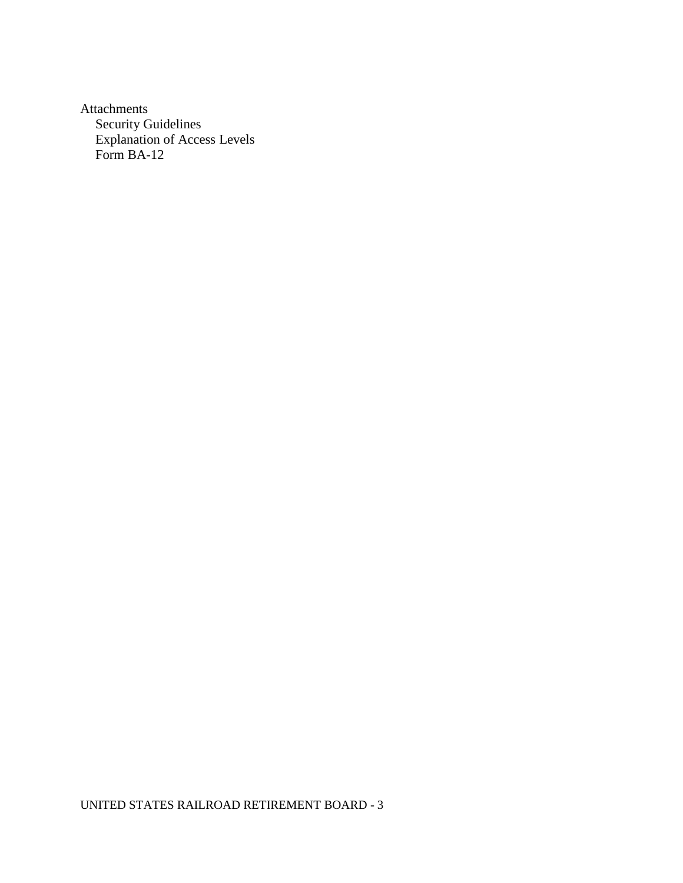Attachments

- Security Guidelines
- Explanation of Access Levels
- Form BA-12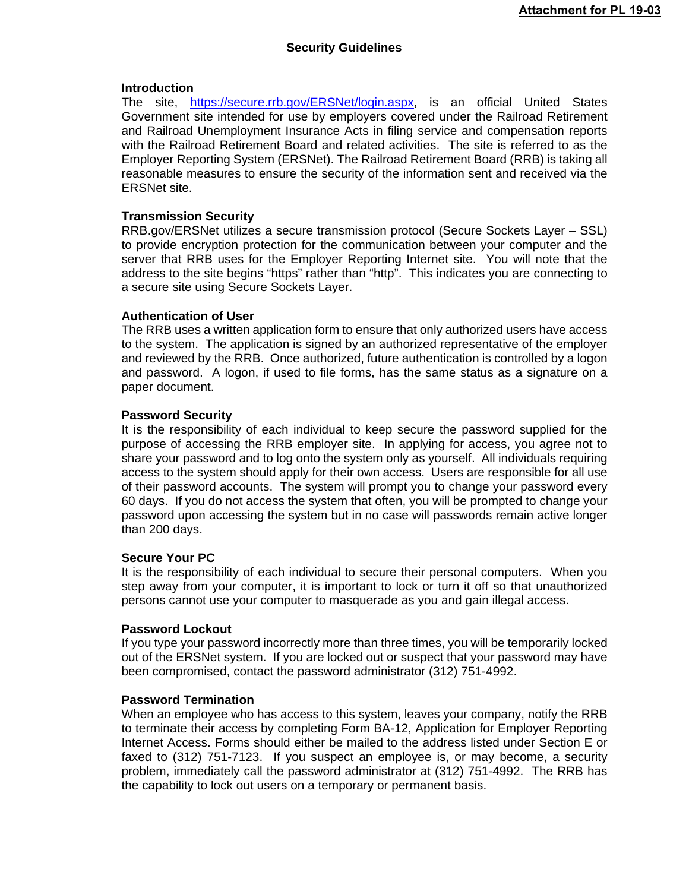**Attachment for PL 19-03**

# Security Guidelines

## Introduction

The site, https://secure.rrb.gov/ERSNet/login.aspx, is an official United States Government site intended for use by employers covered under the Railroad Retirement and Railroad Unemployment Insurance Acts in filing service and compensation reports with the Railroad Retirement Board and related activities. The site is referred to as the Employer Reporting System (ERSNet). The Railroad Retirement Board (RRB) is taking all reasonable measures to ensure the security of the information sent and received via the ERSNet site.

## Transmission Security

RRB.gov/ERSNet utilizes a secure transmission protocol (Secure Sockets Layer – SSL) to provide encryption protection for the communication between your computer and the server that RRB uses for the Employer Reporting Internet site. You will note that the address to the site begins "https" rather than "http". This indicates you are connecting to a secure site using Secure Sockets Layer.

## Authentication of User

The RRB uses a written application form to ensure that only authorized users have access to the system. The application is signed by an authorized representative of the employer and reviewed by the RRB. Once authorized, future authentication is controlled by a logon and password. A logon, if used to file forms, has the same status as a signature on a paper document.

## Password Security

It is the responsibility of each individual to keep secure the password supplied for the purpose of accessing the RRB employer site. In applying for access, you agree not to share your password and to log onto the system only as yourself. All individuals requiring access to the system should apply for their own access. Users are responsible for all use of their password accounts. The system will prompt you to change your password every 60 days. If you do not access the system that often, you will be prompted to change your password upon accessing the system but in no case will passwords remain active longer than 200 days.

## Secure Your PC

It is the responsibility of each individual to secure their personal computers. When you step away from your computer, it is important to lock or turn it off so that unauthorized persons cannot use your computer to masquerade as you and gain illegal access.

## Password Lockout

If you type your password incorrectly more than three times, you will be temporarily locked out of the ERSNet system. If you are locked out or suspect that your password may have been compromised, contact the password administrator (312) 751-4992.

## Password Termination

When an employee who has access to this system, leaves your company, notify the RRB to terminate their access by completing Form BA-12, Application for Employer Reporting Internet Access. Forms should either be mailed to the address listed under Section E or faxed to (312) 751-7123. If you suspect an employee is, or may become, a security problem, immediately call the password administrator at (312) 751-4992. The RRB has the capability to lock out users on a temporary or permanent basis.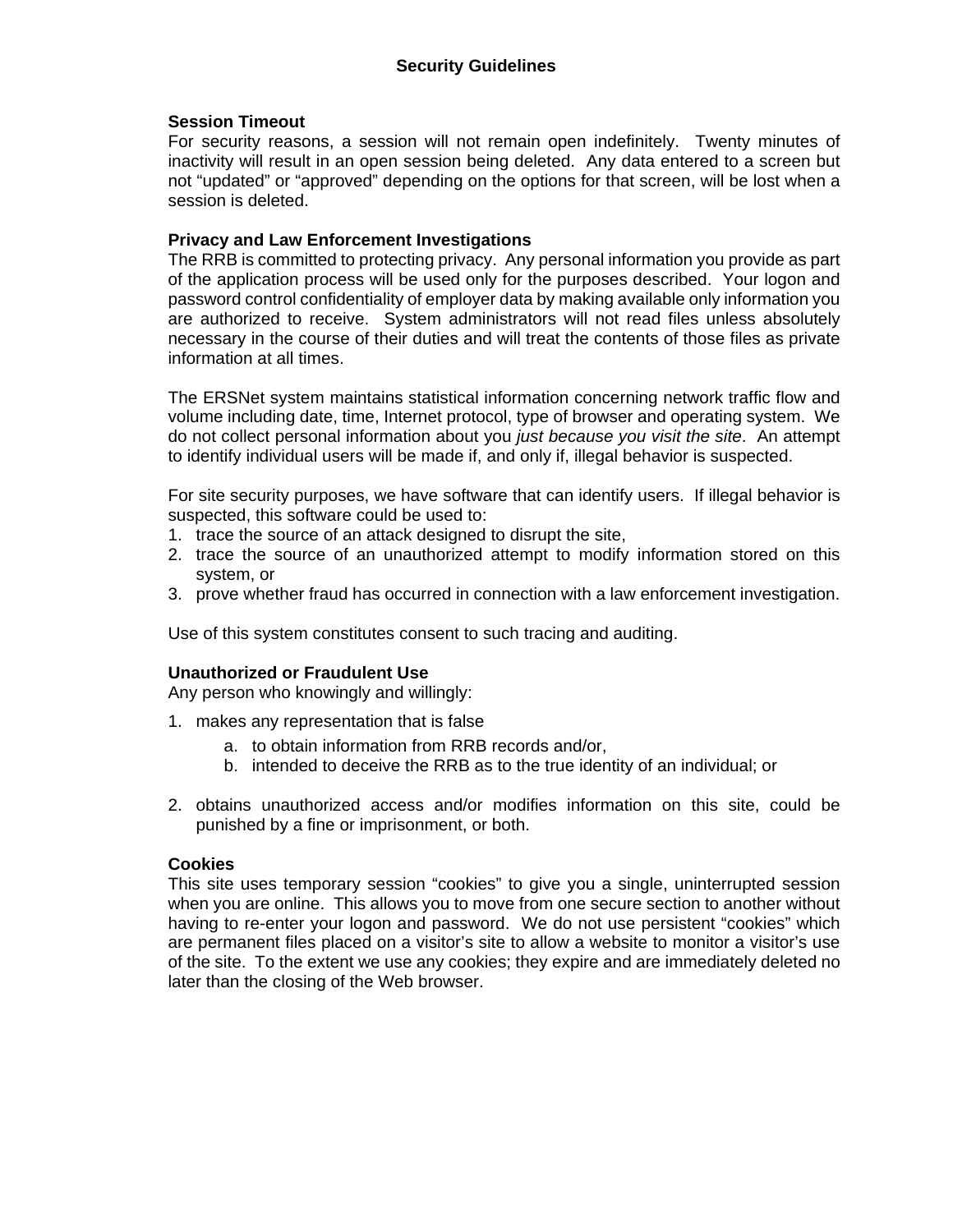# Security Guidelines

**Session Timeout**

For security reasons, a session will not remain open indefinitely. Twenty minutes of inactivity will result in an open session being deleted. Any data entered to a screen but not "updated" or "approved" depending on the options for that screen, will be lost when a session is deleted.

**Privacy and Law Enforcement Investigations**

The RRB is committed to protecting privacy. Any personal information you provide as part of the application process will be used only for the purposes described. Your logon and password control confidentiality of employer data by making available only information you are authorized to receive. System administrators will not read files unless absolutely necessary in the course of their duties and will treat the contents of those files as private information at all times.

The ERSNet system maintains statistical information concerning network traffic flow and volume including date, time, Internet protocol, type of browser and operating system. We do not collect personal information about you *just because you visit the site*. An attempt to identify individual users will be made if, and only if, illegal behavior is suspected.

For site security purposes, we have software that can identify users. If illegal behavior is suspected, this software could be used to:

1. trace the source of an attack designed to disrupt the site,
2. trace the source of an unauthorized attempt to modify information stored on this system, or
3. prove whether fraud has occurred in connection with a law enforcement investigation.

Use of this system constitutes consent to such tracing and auditing.

**Unauthorized or Fraudulent Use**

Any person who knowingly and willingly:

1. makes any representation that is false
    a. to obtain information from RRB records and/or,
    b. intended to deceive the RRB as to the true identity of an individual; or

2. obtains unauthorized access and/or modifies information on this site, could be punished by a fine or imprisonment, or both.

**Cookies**

This site uses temporary session "cookies" to give you a single, uninterrupted session when you are online. This allows you to move from one secure section to another without having to re-enter your logon and password. We do not use persistent "cookies" which are permanent files placed on a visitor's site to allow a website to monitor a visitor's use of the site. To the extent we use any cookies; they expire and are immediately deleted no later than the closing of the Web browser.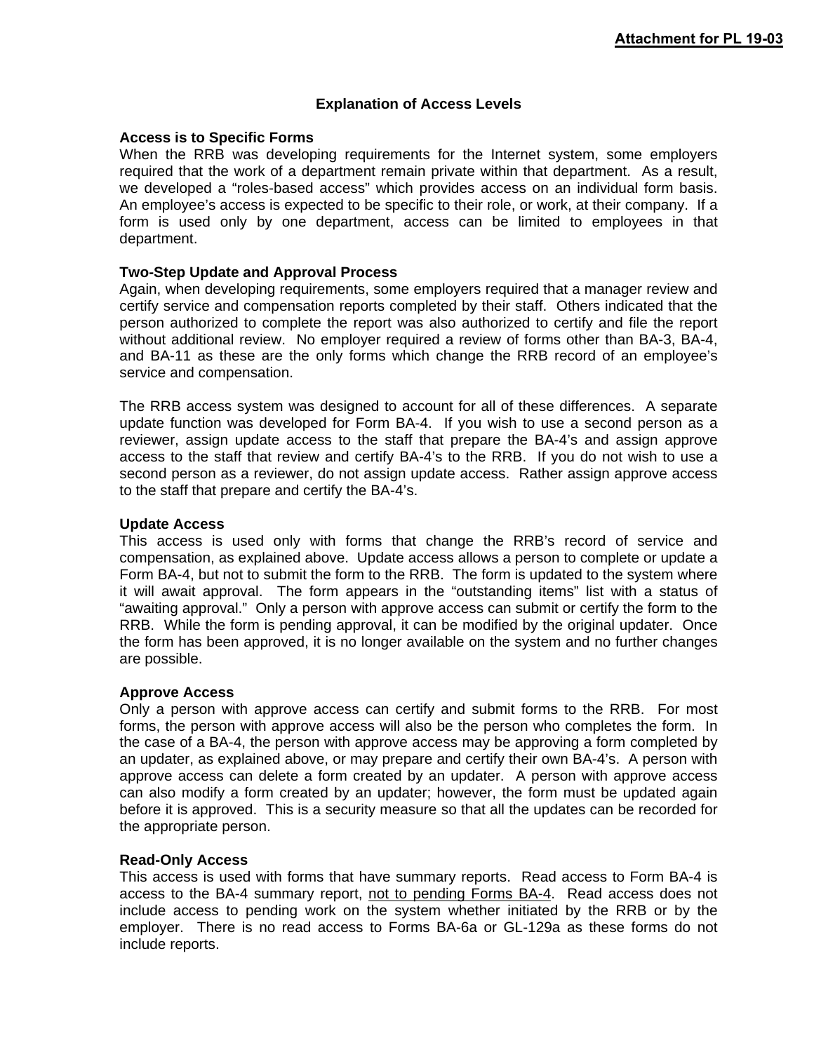**Attachment for PL 19-03**

## Explanation of Access Levels

### Access is to Specific Forms

When the RRB was developing requirements for the Internet system, some employers required that the work of a department remain private within that department. As a result, we developed a "roles-based access" which provides access on an individual form basis. An employee's access is expected to be specific to their role, or work, at their company. If a form is used only by one department, access can be limited to employees in that department.

### Two-Step Update and Approval Process

Again, when developing requirements, some employers required that a manager review and certify service and compensation reports completed by their staff. Others indicated that the person authorized to complete the report was also authorized to certify and file the report without additional review. No employer required a review of forms other than BA-3, BA-4, and BA-11 as these are the only forms which change the RRB record of an employee's service and compensation.

The RRB access system was designed to account for all of these differences. A separate update function was developed for Form BA-4. If you wish to use a second person as a reviewer, assign update access to the staff that prepare the BA-4's and assign approve access to the staff that review and certify BA-4's to the RRB. If you do not wish to use a second person as a reviewer, do not assign update access. Rather assign approve access to the staff that prepare and certify the BA-4's.

### Update Access

This access is used only with forms that change the RRB's record of service and compensation, as explained above. Update access allows a person to complete or update a Form BA-4, but not to submit the form to the RRB. The form is updated to the system where it will await approval. The form appears in the "outstanding items" list with a status of "awaiting approval." Only a person with approve access can submit or certify the form to the RRB. While the form is pending approval, it can be modified by the original updater. Once the form has been approved, it is no longer available on the system and no further changes are possible.

### Approve Access

Only a person with approve access can certify and submit forms to the RRB. For most forms, the person with approve access will also be the person who completes the form. In the case of a BA-4, the person with approve access may be approving a form completed by an updater, as explained above, or may prepare and certify their own BA-4's. A person with approve access can delete a form created by an updater. A person with approve access can also modify a form created by an updater; however, the form must be updated again before it is approved. This is a security measure so that all the updates can be recorded for the appropriate person.

### Read-Only Access

This access is used with forms that have summary reports. Read access to Form BA-4 is access to the BA-4 summary report, <u>not to pending Forms BA-4</u>. Read access does not include access to pending work on the system whether initiated by the RRB or by the employer. There is no read access to Forms BA-6a or GL-129a as these forms do not include reports.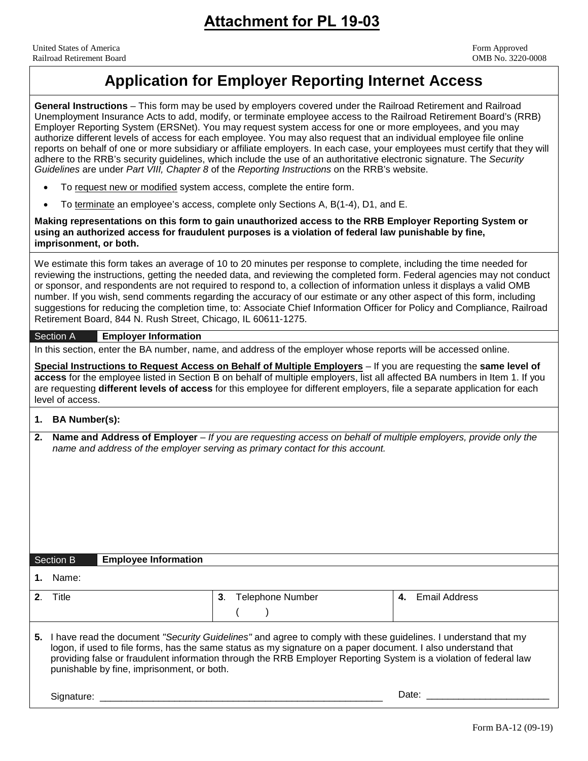# Attachment for PL 19-03

United States of America
Railroad Retirement Board

Form Approved
OMB No. 3220-0008

## Application for Employer Reporting Internet Access

**General Instructions** – This form may be used by employers covered under the Railroad Retirement and Railroad Unemployment Insurance Acts to add, modify, or terminate employee access to the Railroad Retirement Board's (RRB) Employer Reporting System (ERSNet). You may request system access for one or more employees, and you may authorize different levels of access for each employee. You may also request that an individual employee file online reports on behalf of one or more subsidiary or affiliate employers. In each case, your employees must certify that they will adhere to the RRB's security guidelines, which include the use of an authoritative electronic signature. The *Security Guidelines* are under *Part VIII, Chapter 8* of the *Reporting Instructions* on the RRB's website.

- To request new or modified system access, complete the entire form.
- To terminate an employee's access, complete only Sections A, B(1-4), D1, and E.

**Making representations on this form to gain unauthorized access to the RRB Employer Reporting System or using an authorized access for fraudulent purposes is a violation of federal law punishable by fine, imprisonment, or both.**

We estimate this form takes an average of 10 to 20 minutes per response to complete, including the time needed for reviewing the instructions, getting the needed data, and reviewing the completed form. Federal agencies may not conduct or sponsor, and respondents are not required to respond to, a collection of information unless it displays a valid OMB number. If you wish, send comments regarding the accuracy of our estimate or any other aspect of this form, including suggestions for reducing the completion time, to: Associate Chief Information Officer for Policy and Compliance, Railroad Retirement Board, 844 N. Rush Street, Chicago, IL 60611-1275.

### Section A — Employer Information

In this section, enter the BA number, name, and address of the employer whose reports will be accessed online.

**Special Instructions to Request Access on Behalf of Multiple Employers** – If you are requesting the **same level of access** for the employee listed in Section B on behalf of multiple employers, list all affected BA numbers in Item 1. If you are requesting **different levels of access** for this employee for different employers, file a separate application for each level of access.

**1. BA Number(s):**

**2. Name and Address of Employer** – *If you are requesting access on behalf of multiple employers, provide only the name and address of the employer serving as primary contact for this account.*

### Section B — Employee Information

**1.** Name:

| **2.** Title | **3.** Telephone Number ( ) | **4.** Email Address |
|---|---|---|
| | | |

**5.** I have read the document *"Security Guidelines"* and agree to comply with these guidelines. I understand that my logon, if used to file forms, has the same status as my signature on a paper document. I also understand that providing false or fraudulent information through the RRB Employer Reporting System is a violation of federal law punishable by fine, imprisonment, or both.

Signature: ______________________________________________ Date: ______________________

Form BA-12 (09-19)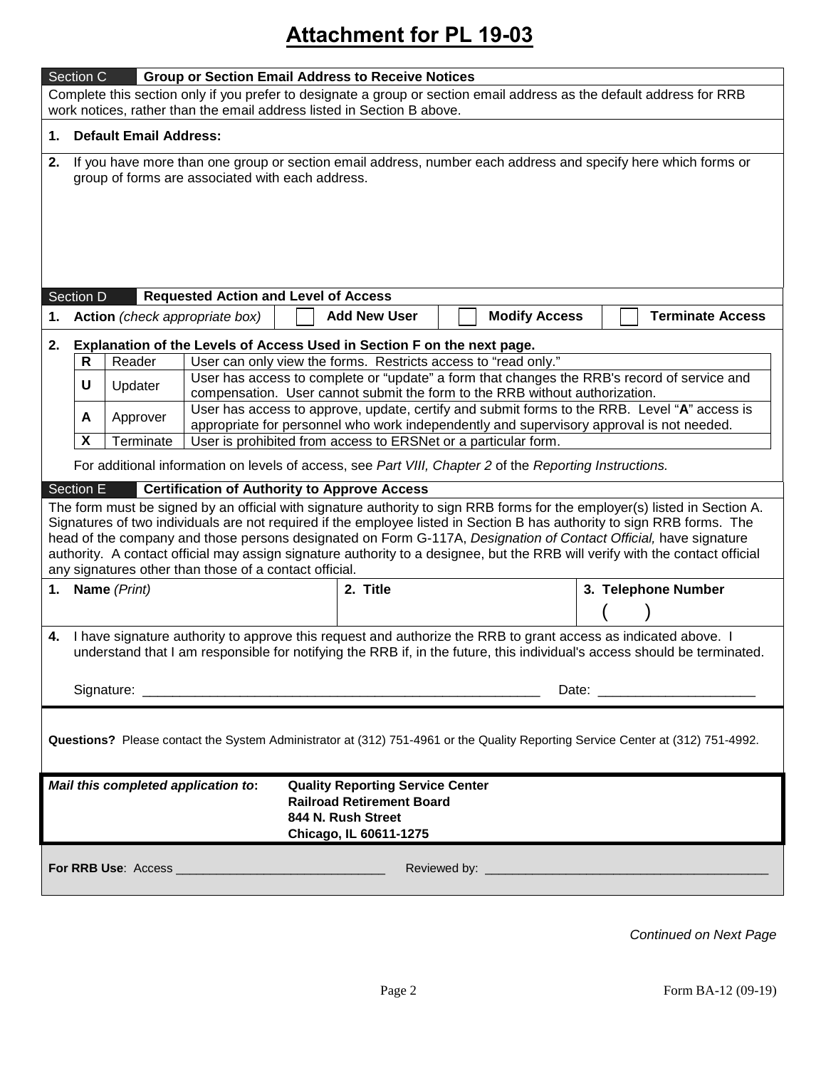# Attachment for PL 19-03

## Section C Group or Section Email Address to Receive Notices

Complete this section only if you prefer to designate a group or section email address as the default address for RRB work notices, rather than the email address listed in Section B above.

**1. Default Email Address:**

**2.** If you have more than one group or section email address, number each address and specify here which forms or group of forms are associated with each address.

## Section D Requested Action and Level of Access

**1. Action** *(check appropriate box)* ☐ **Add New User** ☐ **Modify Access** ☐ **Terminate Access**

**2. Explanation of the Levels of Access Used in Section F on the next page.**

| | | |
|---|---|---|
| **R** | Reader | User can only view the forms. Restricts access to "read only." |
| **U** | Updater | User has access to complete or "update" a form that changes the RRB's record of service and compensation. User cannot submit the form to the RRB without authorization. |
| **A** | Approver | User has access to approve, update, certify and submit forms to the RRB. Level "**A**" access is appropriate for personnel who work independently and supervisory approval is not needed. |
| **X** | Terminate | User is prohibited from access to ERSNet or a particular form. |

For additional information on levels of access, see *Part VIII, Chapter 2* of the *Reporting Instructions.*

## Section E Certification of Authority to Approve Access

The form must be signed by an official with signature authority to sign RRB forms for the employer(s) listed in Section A. Signatures of two individuals are not required if the employee listed in Section B has authority to sign RRB forms. The head of the company and those persons designated on Form G-117A, *Designation of Contact Official,* have signature authority. A contact official may assign signature authority to a designee, but the RRB will verify with the contact official any signatures other than those of a contact official.

| 1. Name *(Print)* | 2. Title | 3. Telephone Number |
|---|---|---|
| | | (    ) |

**4.** I have signature authority to approve this request and authorize the RRB to grant access as indicated above. I understand that I am responsible for notifying the RRB if, in the future, this individual's access should be terminated.

Signature: ______________________________________________________ Date: _____________________

**Questions?** Please contact the System Administrator at (312) 751-4961 or the Quality Reporting Service Center at (312) 751-4992.

***Mail this completed application to*:**
**Quality Reporting Service Center**
**Railroad Retirement Board**
**844 N. Rush Street**
**Chicago, IL 60611-1275**

**For RRB Use**: Access ______________________________ Reviewed by: ________________________________________

*Continued on Next Page*

Form BA-12 (09-19)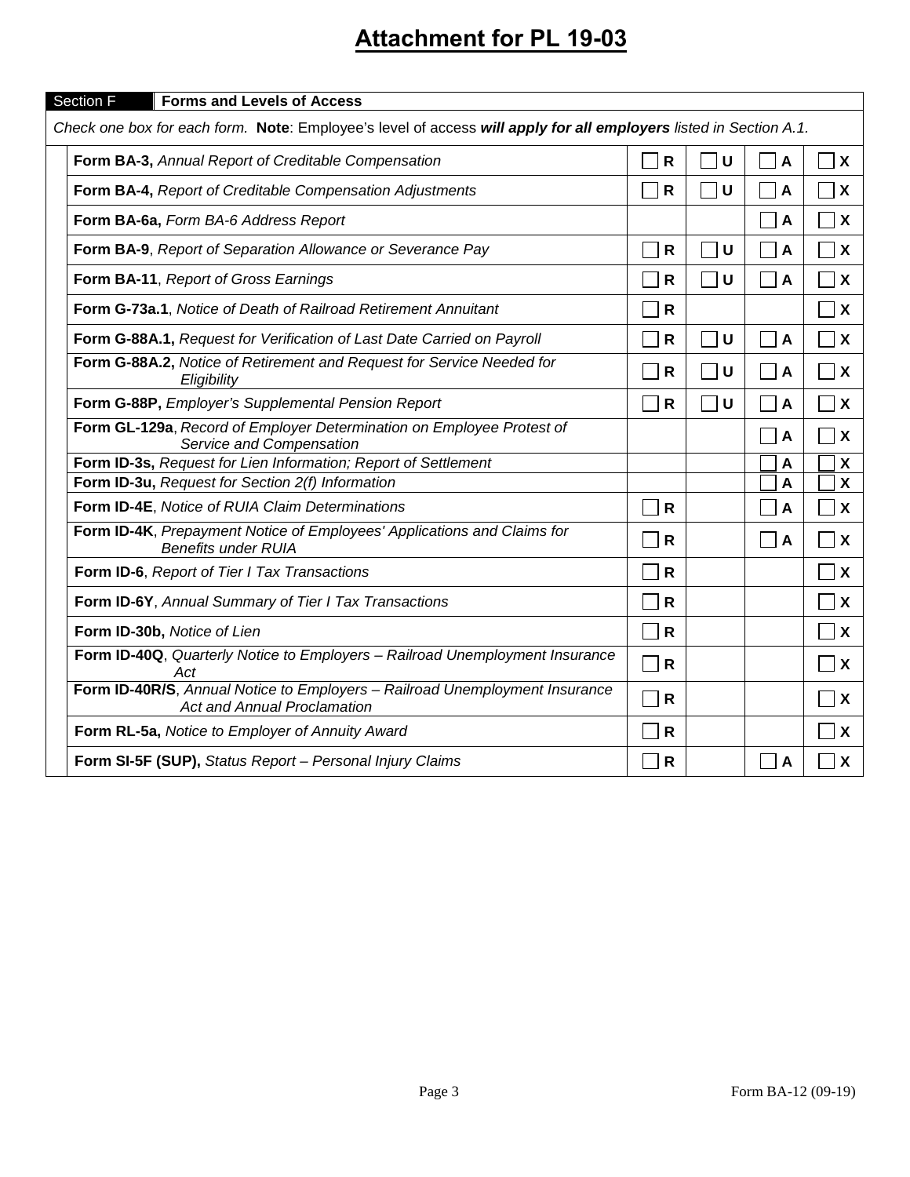# Attachment for PL 19-03

**Section F — Forms and Levels of Access**

*Check one box for each form.* **Note**: Employee's level of access ***will apply for all employers*** listed in Section A.1.

| Form | R | U | A | X |
|---|---|---|---|---|
| **Form BA-3,** *Annual Report of Creditable Compensation* | ☐ R | ☐ U | ☐ A | ☐ X |
| **Form BA-4,** *Report of Creditable Compensation Adjustments* | ☐ R | ☐ U | ☐ A | ☐ X |
| **Form BA-6a,** *Form BA-6 Address Report* | | | ☐ A | ☐ X |
| **Form BA-9**, *Report of Separation Allowance or Severance Pay* | ☐ R | ☐ U | ☐ A | ☐ X |
| **Form BA-11**, *Report of Gross Earnings* | ☐ R | ☐ U | ☐ A | ☐ X |
| **Form G-73a.1**, *Notice of Death of Railroad Retirement Annuitant* | ☐ R | | | ☐ X |
| **Form G-88A.1,** *Request for Verification of Last Date Carried on Payroll* | ☐ R | ☐ U | ☐ A | ☐ X |
| **Form G-88A.2,** *Notice of Retirement and Request for Service Needed for Eligibility* | ☐ R | ☐ U | ☐ A | ☐ X |
| **Form G-88P,** *Employer's Supplemental Pension Report* | ☐ R | ☐ U | ☐ A | ☐ X |
| **Form GL-129a**, *Record of Employer Determination on Employee Protest of Service and Compensation* | | | ☐ A | ☐ X |
| **Form ID-3s,** *Request for Lien Information; Report of Settlement* | | | ☐ A | ☐ X |
| **Form ID-3u,** *Request for Section 2(f) Information* | | | ☐ A | ☐ X |
| **Form ID-4E**, *Notice of RUIA Claim Determinations* | ☐ R | | ☐ A | ☐ X |
| **Form ID-4K**, *Prepayment Notice of Employees' Applications and Claims for Benefits under RUIA* | ☐ R | | ☐ A | ☐ X |
| **Form ID-6**, *Report of Tier I Tax Transactions* | ☐ R | | | ☐ X |
| **Form ID-6Y**, *Annual Summary of Tier I Tax Transactions* | ☐ R | | | ☐ X |
| **Form ID-30b,** *Notice of Lien* | ☐ R | | | ☐ X |
| **Form ID-40Q**, *Quarterly Notice to Employers – Railroad Unemployment Insurance Act* | ☐ R | | | ☐ X |
| **Form ID-40R/S**, *Annual Notice to Employers – Railroad Unemployment Insurance Act and Annual Proclamation* | ☐ R | | | ☐ X |
| **Form RL-5a,** *Notice to Employer of Annuity Award* | ☐ R | | | ☐ X |
| **Form SI-5F (SUP),** *Status Report – Personal Injury Claims* | ☐ R | | ☐ A | ☐ X |

Form BA-12 (09-19)